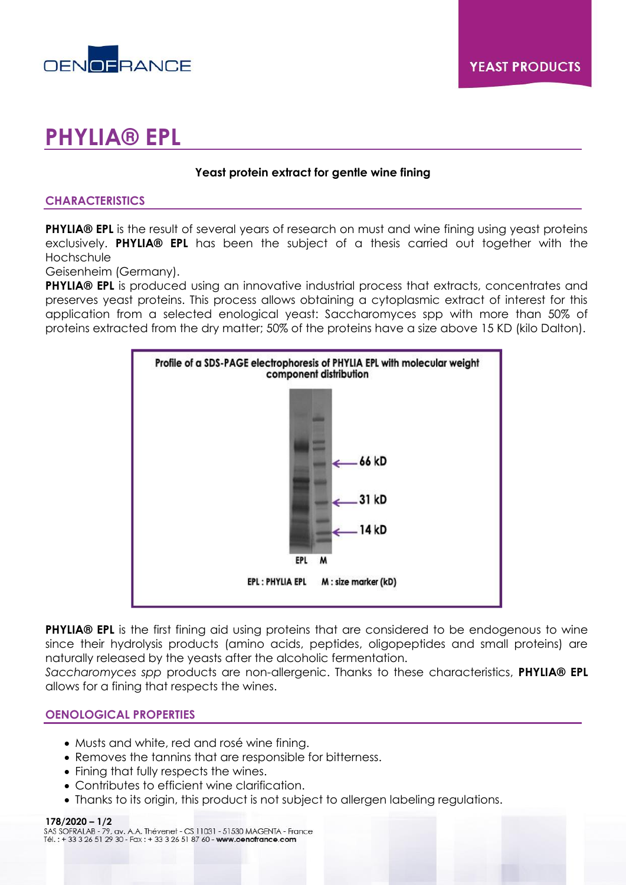YEAST PRODUCTS

# PHYLIA® EPL

**Yeast protein extract for gentle wine fining**

## CHARACTERISTICS

**PHYLIA® EPL** is the result of several years of research on must and wine fining using yeast proteins exclusively. **PHYLIA® EPL** has been the subject of a thesis carried out together with the Hochschule
Geisenheim (Germany).
**PHYLIA® EPL** is produced using an innovative industrial process that extracts, concentrates and preserves yeast proteins. This process allows obtaining a cytoplasmic extract of interest for this application from a selected enological yeast: Saccharomyces spp with more than 50% of proteins extracted from the dry matter; 50% of the proteins have a size above 15 KD (kilo Dalton).

Profile of a SDS-PAGE electrophoresis of PHYLIA EPL with molecular weight component distribution

66 kD
31 kD
14 kD

EPL M

EPL : PHYLIA EPL M : size marker (kD)

**PHYLIA® EPL** is the first fining aid using proteins that are considered to be endogenous to wine since their hydrolysis products (amino acids, peptides, oligopeptides and small proteins) are naturally released by the yeasts after the alcoholic fermentation.
*Saccharomyces spp* products are non-allergenic. Thanks to these characteristics, **PHYLIA® EPL** allows for a fining that respects the wines.

## OENOLOGICAL PROPERTIES

- Musts and white, red and rosé wine fining.
- Removes the tannins that are responsible for bitterness.
- Fining that fully respects the wines.
- Contributes to efficient wine clarification.
- Thanks to its origin, this product is not subject to allergen labeling regulations.

**178/2020 – 1/2**
SAS SOFRALAB - 79, av. A.A. Thévenet - CS 11031 - 51530 MAGENTA - France
Tél. : + 33 3 26 51 29 30 - Fax : + 33 3 26 51 87 60 - **www.oenofrance.com**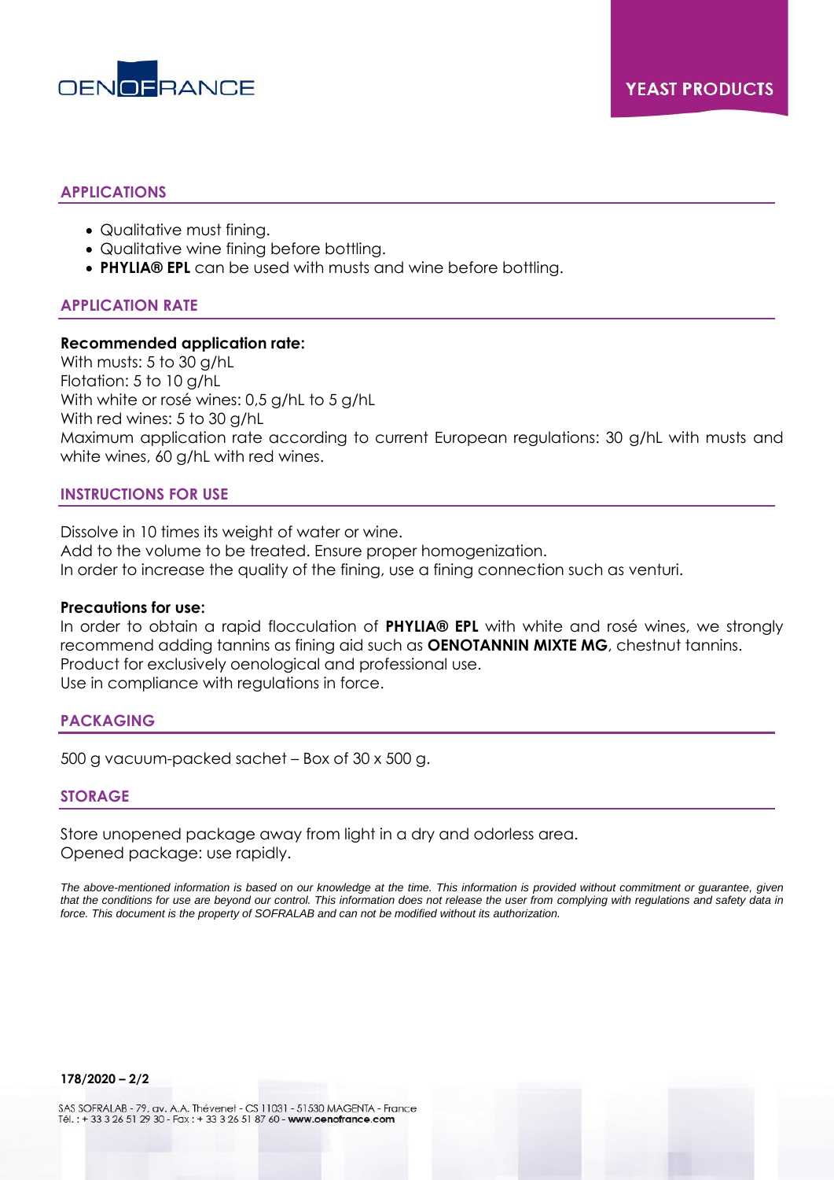## APPLICATIONS

- Qualitative must fining.
- Qualitative wine fining before bottling.
- **PHYLIA® EPL** can be used with musts and wine before bottling.

## APPLICATION RATE

**Recommended application rate:**
With musts: 5 to 30 g/hL
Flotation: 5 to 10 g/hL
With white or rosé wines: 0,5 g/hL to 5 g/hL
With red wines: 5 to 30 g/hL
Maximum application rate according to current European regulations: 30 g/hL with musts and white wines, 60 g/hL with red wines.

## INSTRUCTIONS FOR USE

Dissolve in 10 times its weight of water or wine.
Add to the volume to be treated. Ensure proper homogenization.
In order to increase the quality of the fining, use a fining connection such as venturi.

**Precautions for use:**
In order to obtain a rapid flocculation of **PHYLIA® EPL** with white and rosé wines, we strongly recommend adding tannins as fining aid such as **OENOTANNIN MIXTE MG**, chestnut tannins.
Product for exclusively oenological and professional use.
Use in compliance with regulations in force.

## PACKAGING

500 g vacuum-packed sachet – Box of 30 x 500 g.

## STORAGE

Store unopened package away from light in a dry and odorless area.
Opened package: use rapidly.

*The above-mentioned information is based on our knowledge at the time. This information is provided without commitment or guarantee, given that the conditions for use are beyond our control. This information does not release the user from complying with regulations and safety data in force. This document is the property of SOFRALAB and can not be modified without its authorization.*